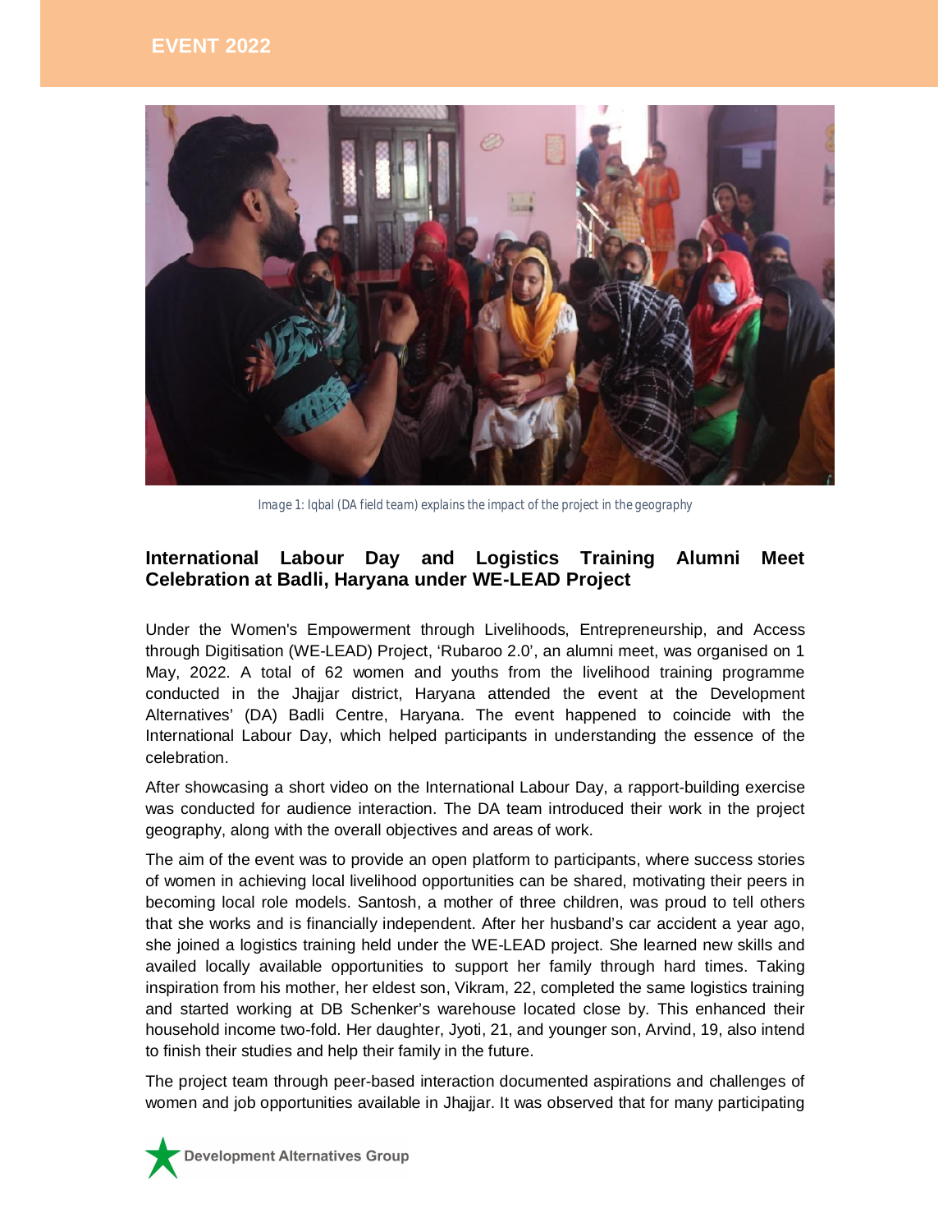EVENT 2022

Image 1: Iqbal (DA field team) explains the impact of the project in the geography

## International Labour Day and Logistics Training Alumni Meet Celebration at Badli, Haryana under WE-LEAD Project

Under the Women's Empowerment through Livelihoods, Entrepreneurship, and Access through Digitisation (WE-LEAD) Project, 'Rubaroo 2.0', an alumni meet, was organised on 1 May, 2022. A total of 62 women and youths from the livelihood training programme conducted in the Jhajjar district, Haryana attended the event at the Development Alternatives' (DA) Badli Centre, Haryana. The event happened to coincide with the International Labour Day, which helped participants in understanding the essence of the celebration.

After showcasing a short video on the International Labour Day, a rapport-building exercise was conducted for audience interaction. The DA team introduced their work in the project geography, along with the overall objectives and areas of work.

The aim of the event was to provide an open platform to participants, where success stories of women in achieving local livelihood opportunities can be shared, motivating their peers in becoming local role models. Santosh, a mother of three children, was proud to tell others that she works and is financially independent. After her husband's car accident a year ago, she joined a logistics training held under the WE-LEAD project. She learned new skills and availed locally available opportunities to support her family through hard times. Taking inspiration from his mother, her eldest son, Vikram, 22, completed the same logistics training and started working at DB Schenker's warehouse located close by. This enhanced their household income two-fold. Her daughter, Jyoti, 21, and younger son, Arvind, 19, also intend to finish their studies and help their family in the future.

The project team through peer-based interaction documented aspirations and challenges of women and job opportunities available in Jhajjar. It was observed that for many participating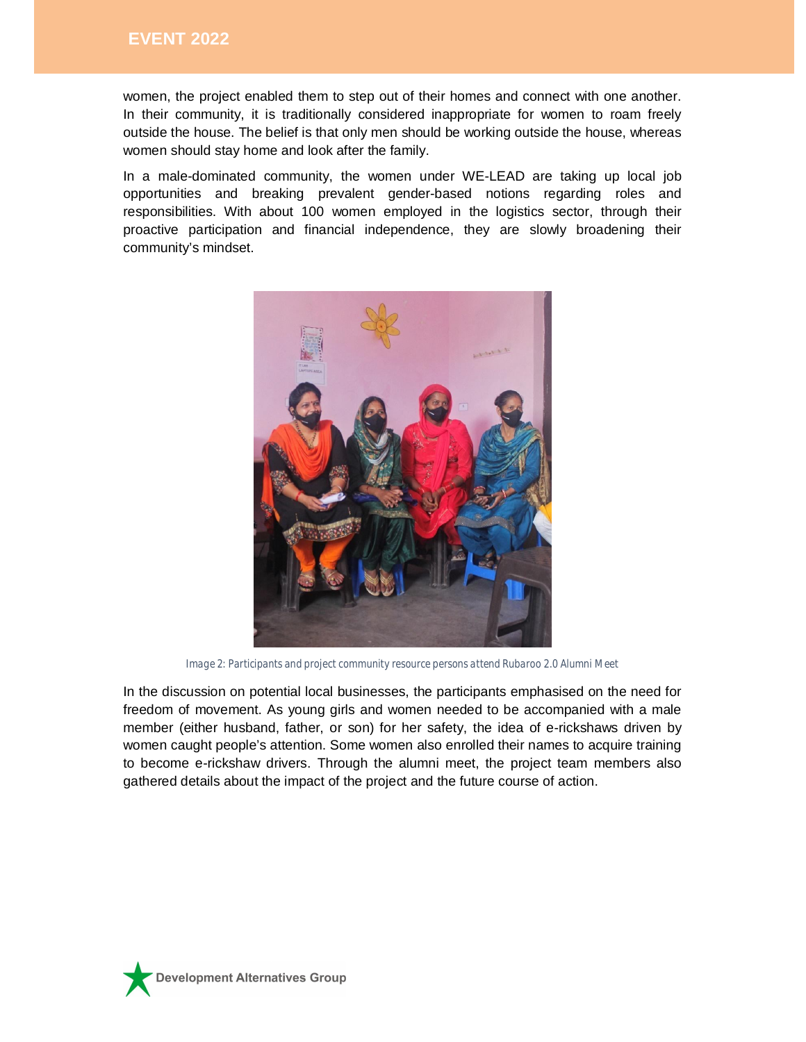women, the project enabled them to step out of their homes and connect with one another. In their community, it is traditionally considered inappropriate for women to roam freely outside the house. The belief is that only men should be working outside the house, whereas women should stay home and look after the family.

In a male-dominated community, the women under WE-LEAD are taking up local job opportunities and breaking prevalent gender-based notions regarding roles and responsibilities. With about 100 women employed in the logistics sector, through their proactive participation and financial independence, they are slowly broadening their community's mindset.

*Image 2: Participants and project community resource persons attend Rubaroo 2.0 Alumni Meet*

In the discussion on potential local businesses, the participants emphasised on the need for freedom of movement. As young girls and women needed to be accompanied with a male member (either husband, father, or son) for her safety, the idea of e-rickshaws driven by women caught people's attention. Some women also enrolled their names to acquire training to become e-rickshaw drivers. Through the alumni meet, the project team members also gathered details about the impact of the project and the future course of action.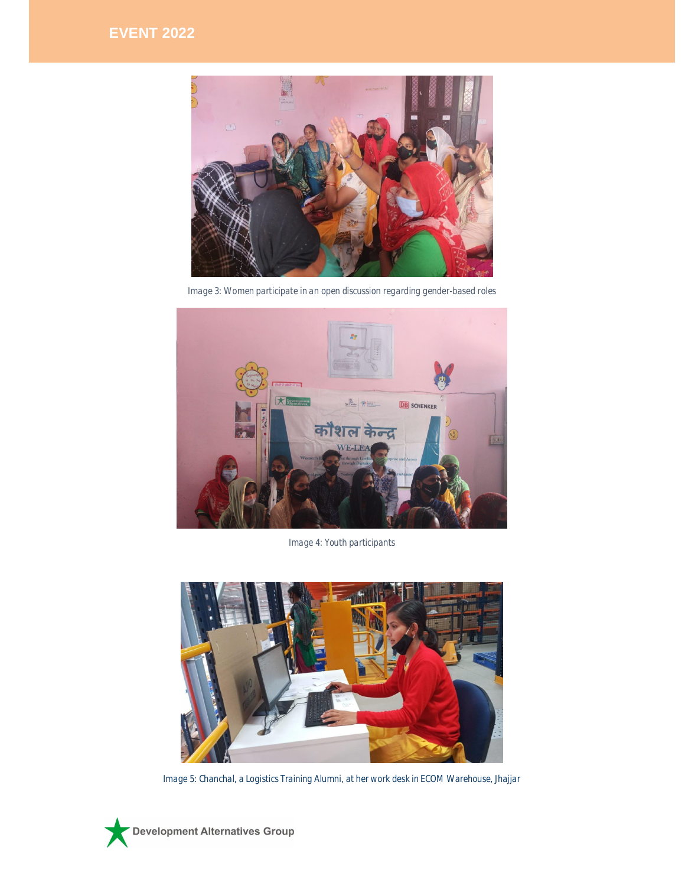Image 3: Women participate in an open discussion regarding gender-based roles

Image 4: Youth participants

Image 5: Chanchal, a Logistics Training Alumni, at her work desk in ECOM Warehouse, Jhajjar